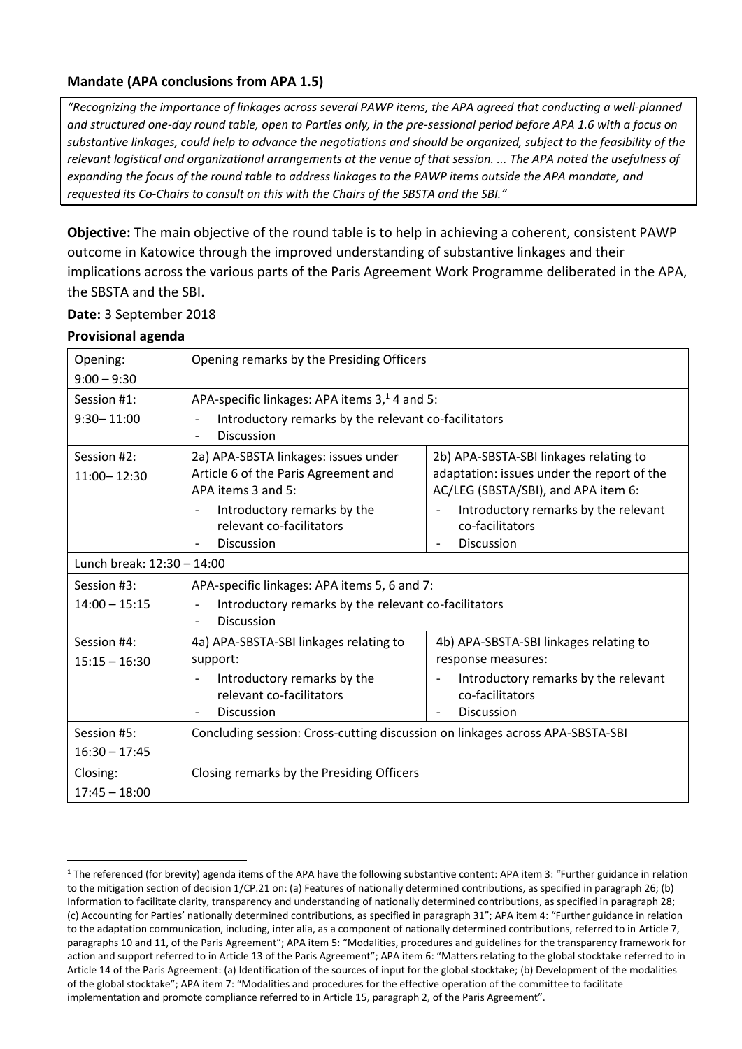**Mandate (APA conclusions from APA 1.5)**

*"Recognizing the importance of linkages across several PAWP items, the APA agreed that conducting a well-planned and structured one-day round table, open to Parties only, in the pre-sessional period before APA 1.6 with a focus on substantive linkages, could help to advance the negotiations and should be organized, subject to the feasibility of the relevant logistical and organizational arrangements at the venue of that session. ... The APA noted the usefulness of expanding the focus of the round table to address linkages to the PAWP items outside the APA mandate, and requested its Co-Chairs to consult on this with the Chairs of the SBSTA and the SBI."*

**Objective:** The main objective of the round table is to help in achieving a coherent, consistent PAWP outcome in Katowice through the improved understanding of substantive linkages and their implications across the various parts of the Paris Agreement Work Programme deliberated in the APA, the SBSTA and the SBI.

**Date:** 3 September 2018

**Provisional agenda**

| Time | Agenda | |
|---|---|---|
| Opening: 9:00 – 9:30 | Opening remarks by the Presiding Officers | |
| Session #1: 9:30– 11:00 | APA-specific linkages: APA items 3,[1] 4 and 5:<br>- Introductory remarks by the relevant co-facilitators<br>- Discussion | |
| Session #2: 11:00– 12:30 | 2a) APA-SBSTA linkages: issues under Article 6 of the Paris Agreement and APA items 3 and 5:<br>- Introductory remarks by the relevant co-facilitators<br>- Discussion | 2b) APA-SBSTA-SBI linkages relating to adaptation: issues under the report of the AC/LEG (SBSTA/SBI), and APA item 6:<br>- Introductory remarks by the relevant co-facilitators<br>- Discussion |
| Lunch break: 12:30 – 14:00 | | |
| Session #3: 14:00 – 15:15 | APA-specific linkages: APA items 5, 6 and 7:<br>- Introductory remarks by the relevant co-facilitators<br>- Discussion | |
| Session #4: 15:15 – 16:30 | 4a) APA-SBSTA-SBI linkages relating to support:<br>- Introductory remarks by the relevant co-facilitators<br>- Discussion | 4b) APA-SBSTA-SBI linkages relating to response measures:<br>- Introductory remarks by the relevant co-facilitators<br>- Discussion |
| Session #5: 16:30 – 17:45 | Concluding session: Cross-cutting discussion on linkages across APA-SBSTA-SBI | |
| Closing: 17:45 – 18:00 | Closing remarks by the Presiding Officers | |

[1] The referenced (for brevity) agenda items of the APA have the following substantive content: APA item 3: "Further guidance in relation to the mitigation section of decision 1/CP.21 on: (a) Features of nationally determined contributions, as specified in paragraph 26; (b) Information to facilitate clarity, transparency and understanding of nationally determined contributions, as specified in paragraph 28; (c) Accounting for Parties' nationally determined contributions, as specified in paragraph 31"; APA item 4: "Further guidance in relation to the adaptation communication, including, inter alia, as a component of nationally determined contributions, referred to in Article 7, paragraphs 10 and 11, of the Paris Agreement"; APA item 5: "Modalities, procedures and guidelines for the transparency framework for action and support referred to in Article 13 of the Paris Agreement"; APA item 6: "Matters relating to the global stocktake referred to in Article 14 of the Paris Agreement: (a) Identification of the sources of input for the global stocktake; (b) Development of the modalities of the global stocktake"; APA item 7: "Modalities and procedures for the effective operation of the committee to facilitate implementation and promote compliance referred to in Article 15, paragraph 2, of the Paris Agreement".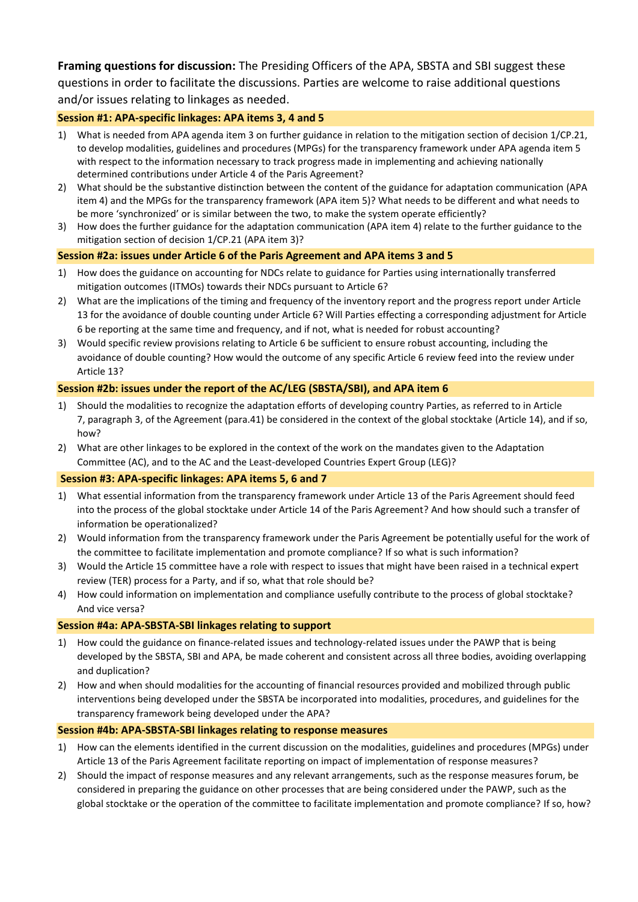**Framing questions for discussion:** The Presiding Officers of the APA, SBSTA and SBI suggest these questions in order to facilitate the discussions. Parties are welcome to raise additional questions and/or issues relating to linkages as needed.

**Session #1: APA-specific linkages: APA items 3, 4 and 5**

1) What is needed from APA agenda item 3 on further guidance in relation to the mitigation section of decision 1/CP.21, to develop modalities, guidelines and procedures (MPGs) for the transparency framework under APA agenda item 5 with respect to the information necessary to track progress made in implementing and achieving nationally determined contributions under Article 4 of the Paris Agreement?
2) What should be the substantive distinction between the content of the guidance for adaptation communication (APA item 4) and the MPGs for the transparency framework (APA item 5)? What needs to be different and what needs to be more 'synchronized' or is similar between the two, to make the system operate efficiently?
3) How does the further guidance for the adaptation communication (APA item 4) relate to the further guidance to the mitigation section of decision 1/CP.21 (APA item 3)?

**Session #2a: issues under Article 6 of the Paris Agreement and APA items 3 and 5**

1) How does the guidance on accounting for NDCs relate to guidance for Parties using internationally transferred mitigation outcomes (ITMOs) towards their NDCs pursuant to Article 6?
2) What are the implications of the timing and frequency of the inventory report and the progress report under Article 13 for the avoidance of double counting under Article 6? Will Parties effecting a corresponding adjustment for Article 6 be reporting at the same time and frequency, and if not, what is needed for robust accounting?
3) Would specific review provisions relating to Article 6 be sufficient to ensure robust accounting, including the avoidance of double counting? How would the outcome of any specific Article 6 review feed into the review under Article 13?

**Session #2b: issues under the report of the AC/LEG (SBSTA/SBI), and APA item 6**

1) Should the modalities to recognize the adaptation efforts of developing country Parties, as referred to in Article 7, paragraph 3, of the Agreement (para.41) be considered in the context of the global stocktake (Article 14), and if so, how?
2) What are other linkages to be explored in the context of the work on the mandates given to the Adaptation Committee (AC), and to the AC and the Least-developed Countries Expert Group (LEG)?

**Session #3: APA-specific linkages: APA items 5, 6 and 7**

1) What essential information from the transparency framework under Article 13 of the Paris Agreement should feed into the process of the global stocktake under Article 14 of the Paris Agreement? And how should such a transfer of information be operationalized?
2) Would information from the transparency framework under the Paris Agreement be potentially useful for the work of the committee to facilitate implementation and promote compliance? If so what is such information?
3) Would the Article 15 committee have a role with respect to issues that might have been raised in a technical expert review (TER) process for a Party, and if so, what that role should be?
4) How could information on implementation and compliance usefully contribute to the process of global stocktake? And vice versa?

**Session #4a: APA-SBSTA-SBI linkages relating to support**

1) How could the guidance on finance-related issues and technology-related issues under the PAWP that is being developed by the SBSTA, SBI and APA, be made coherent and consistent across all three bodies, avoiding overlapping and duplication?
2) How and when should modalities for the accounting of financial resources provided and mobilized through public interventions being developed under the SBSTA be incorporated into modalities, procedures, and guidelines for the transparency framework being developed under the APA?

**Session #4b: APA-SBSTA-SBI linkages relating to response measures**

1) How can the elements identified in the current discussion on the modalities, guidelines and procedures (MPGs) under Article 13 of the Paris Agreement facilitate reporting on impact of implementation of response measures?
2) Should the impact of response measures and any relevant arrangements, such as the response measures forum, be considered in preparing the guidance on other processes that are being considered under the PAWP, such as the global stocktake or the operation of the committee to facilitate implementation and promote compliance? If so, how?